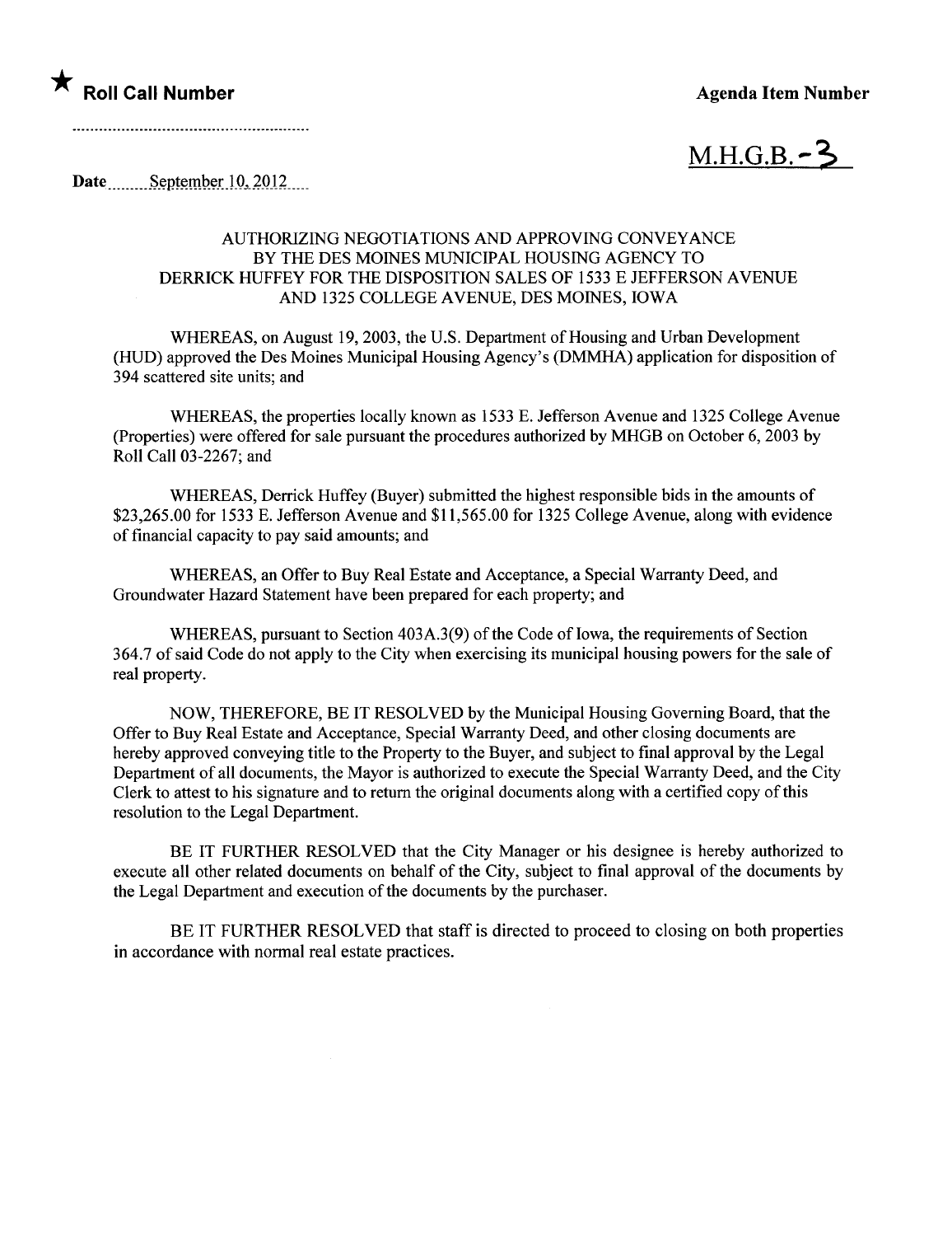★ **Roll Call Number**

..........................................................

**Agenda Item Number**

M.H.G.B. - 3

**Date** ........September 10, 2012.....

AUTHORIZING NEGOTIATIONS AND APPROVING CONVEYANCE BY THE DES MOINES MUNICIPAL HOUSING AGENCY TO DERRICK HUFFEY FOR THE DISPOSITION SALES OF 1533 E JEFFERSON AVENUE AND 1325 COLLEGE AVENUE, DES MOINES, IOWA

WHEREAS, on August 19, 2003, the U.S. Department of Housing and Urban Development (HUD) approved the Des Moines Municipal Housing Agency's (DMMHA) application for disposition of 394 scattered site units; and

WHEREAS, the properties locally known as 1533 E. Jefferson Avenue and 1325 College Avenue (Properties) were offered for sale pursuant the procedures authorized by MHGB on October 6, 2003 by Roll Call 03-2267; and

WHEREAS, Derrick Huffey (Buyer) submitted the highest responsible bids in the amounts of $23,265.00 for 1533 E. Jefferson Avenue and $11,565.00 for 1325 College Avenue, along with evidence of financial capacity to pay said amounts; and

WHEREAS, an Offer to Buy Real Estate and Acceptance, a Special Warranty Deed, and Groundwater Hazard Statement have been prepared for each property; and

WHEREAS, pursuant to Section 403A.3(9) of the Code of Iowa, the requirements of Section 364.7 of said Code do not apply to the City when exercising its municipal housing powers for the sale of real property.

NOW, THEREFORE, BE IT RESOLVED by the Municipal Housing Governing Board, that the Offer to Buy Real Estate and Acceptance, Special Warranty Deed, and other closing documents are hereby approved conveying title to the Property to the Buyer, and subject to final approval by the Legal Department of all documents, the Mayor is authorized to execute the Special Warranty Deed, and the City Clerk to attest to his signature and to return the original documents along with a certified copy of this resolution to the Legal Department.

BE IT FURTHER RESOLVED that the City Manager or his designee is hereby authorized to execute all other related documents on behalf of the City, subject to final approval of the documents by the Legal Department and execution of the documents by the purchaser.

BE IT FURTHER RESOLVED that staff is directed to proceed to closing on both properties in accordance with normal real estate practices.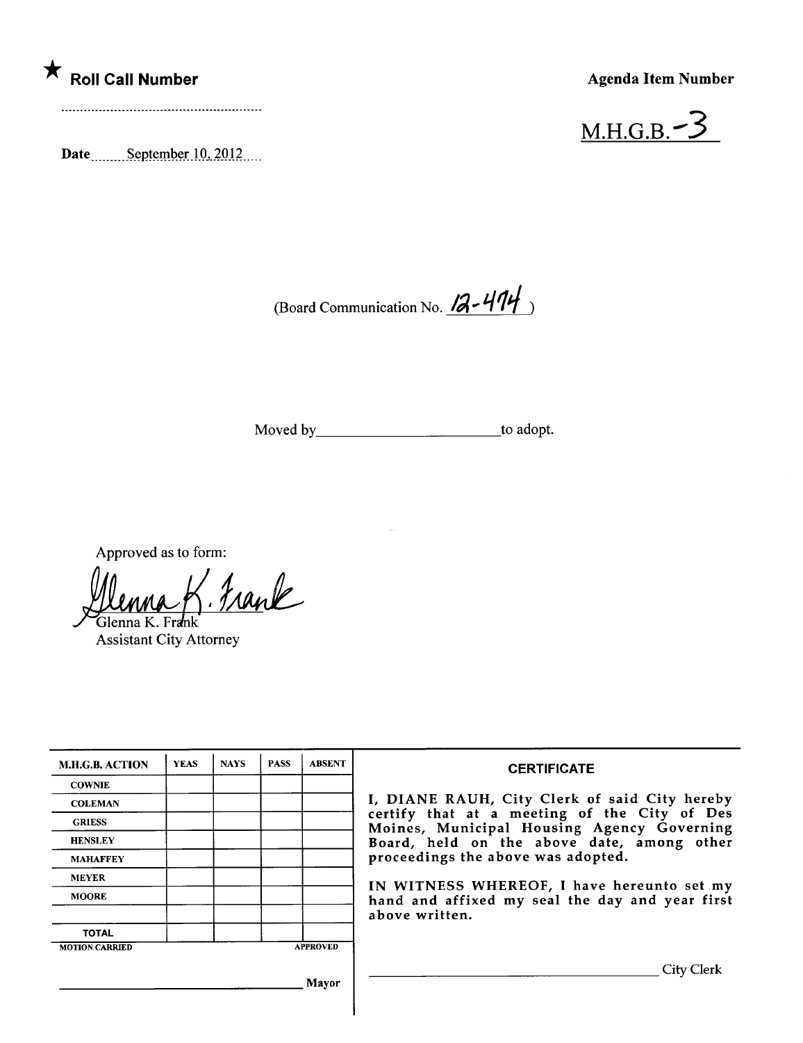★ **Roll Call Number**

..........................................................

**Date** September 10, 2012

**Agenda Item Number**

M.H.G.B.-3

(Board Communication No. 12-474)

Moved by________________________to adopt.

Approved as to form:

Glenna K. Frank
Glenna K. Frank
Assistant City Attorney

| M.H.G.B. ACTION | YEAS | NAYS | PASS | ABSENT |
|---|---|---|---|---|
| COWNIE | | | | |
| COLEMAN | | | | |
| GRIESS | | | | |
| HENSLEY | | | | |
| MAHAFFEY | | | | |
| MEYER | | | | |
| MOORE | | | | |
| | | | | |
| TOTAL | | | | |

MOTION CARRIED APPROVED

________________________________ Mayor

**CERTIFICATE**

I, DIANE RAUH, City Clerk of said City hereby certify that at a meeting of the City of Des Moines, Municipal Housing Agency Governing Board, held on the above date, among other proceedings the above was adopted.

IN WITNESS WHEREOF, I have hereunto set my hand and affixed my seal the day and year first above written.

________________________________ City Clerk